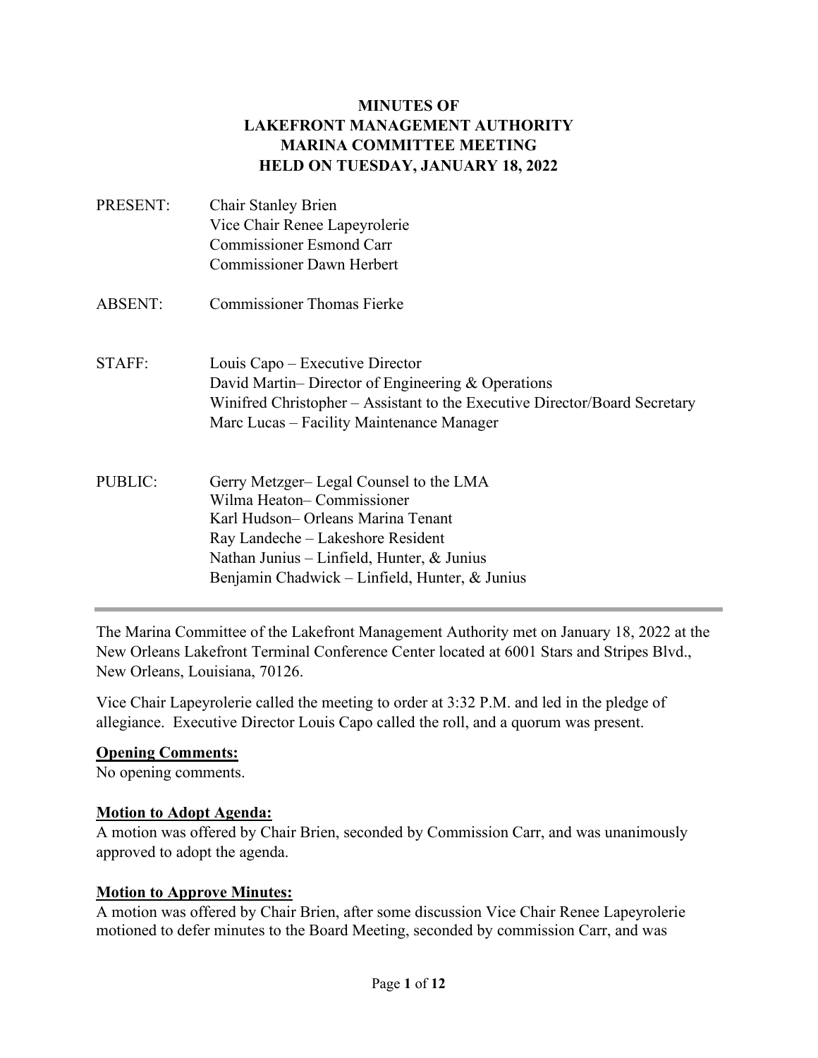**MINUTES OF**
**LAKEFRONT MANAGEMENT AUTHORITY**
**MARINA COMMITTEE MEETING**
**HELD ON TUESDAY, JANUARY 18, 2022**

PRESENT: Chair Stanley Brien
Vice Chair Renee Lapeyrolerie
Commissioner Esmond Carr
Commissioner Dawn Herbert

ABSENT: Commissioner Thomas Fierke

STAFF: Louis Capo – Executive Director
David Martin– Director of Engineering & Operations
Winifred Christopher – Assistant to the Executive Director/Board Secretary
Marc Lucas – Facility Maintenance Manager

PUBLIC: Gerry Metzger– Legal Counsel to the LMA
Wilma Heaton– Commissioner
Karl Hudson– Orleans Marina Tenant
Ray Landeche – Lakeshore Resident
Nathan Junius – Linfield, Hunter, & Junius
Benjamin Chadwick – Linfield, Hunter, & Junius

---

The Marina Committee of the Lakefront Management Authority met on January 18, 2022 at the New Orleans Lakefront Terminal Conference Center located at 6001 Stars and Stripes Blvd., New Orleans, Louisiana, 70126.

Vice Chair Lapeyrolerie called the meeting to order at 3:32 P.M. and led in the pledge of allegiance. Executive Director Louis Capo called the roll, and a quorum was present.

**Opening Comments:**
No opening comments.

**Motion to Adopt Agenda:**
A motion was offered by Chair Brien, seconded by Commission Carr, and was unanimously approved to adopt the agenda.

**Motion to Approve Minutes:**
A motion was offered by Chair Brien, after some discussion Vice Chair Renee Lapeyrolerie motioned to defer minutes to the Board Meeting, seconded by commission Carr, and was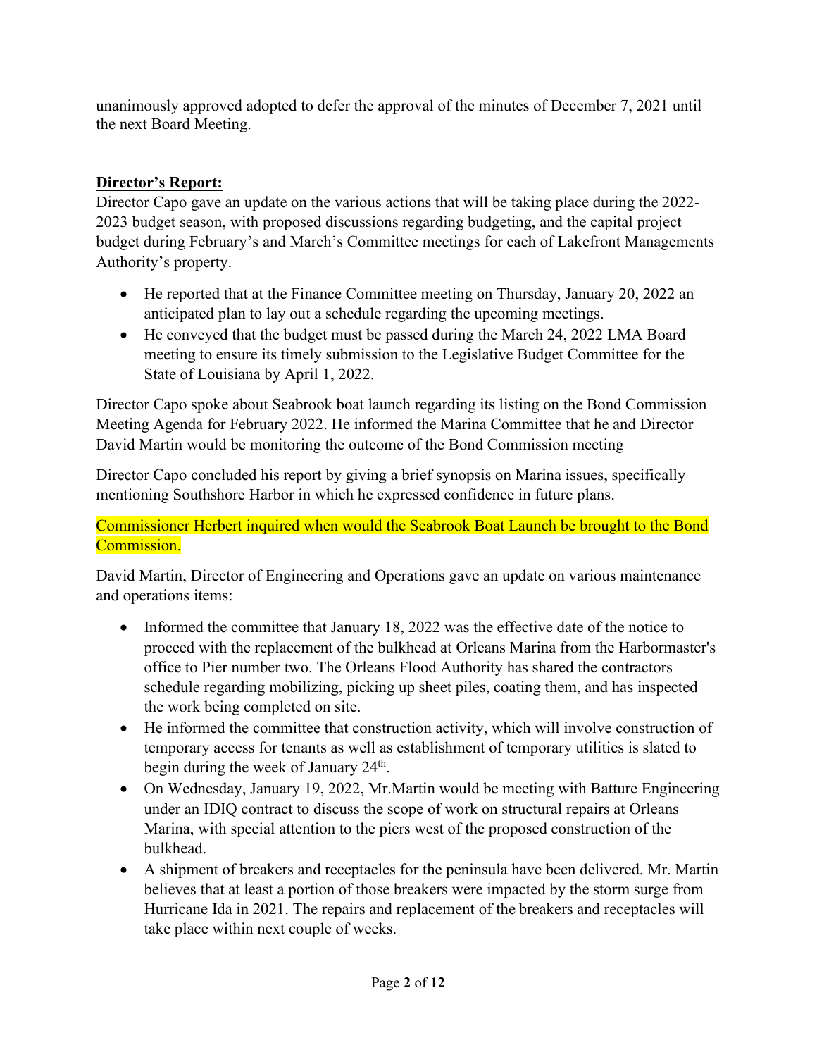unanimously approved adopted to defer the approval of the minutes of December 7, 2021 until the next Board Meeting.

**Director's Report:**

Director Capo gave an update on the various actions that will be taking place during the 2022-2023 budget season, with proposed discussions regarding budgeting, and the capital project budget during February's and March's Committee meetings for each of Lakefront Managements Authority's property.

- He reported that at the Finance Committee meeting on Thursday, January 20, 2022 an anticipated plan to lay out a schedule regarding the upcoming meetings.
- He conveyed that the budget must be passed during the March 24, 2022 LMA Board meeting to ensure its timely submission to the Legislative Budget Committee for the State of Louisiana by April 1, 2022.

Director Capo spoke about Seabrook boat launch regarding its listing on the Bond Commission Meeting Agenda for February 2022. He informed the Marina Committee that he and Director David Martin would be monitoring the outcome of the Bond Commission meeting

Director Capo concluded his report by giving a brief synopsis on Marina issues, specifically mentioning Southshore Harbor in which he expressed confidence in future plans.

Commissioner Herbert inquired when would the Seabrook Boat Launch be brought to the Bond Commission.

David Martin, Director of Engineering and Operations gave an update on various maintenance and operations items:

- Informed the committee that January 18, 2022 was the effective date of the notice to proceed with the replacement of the bulkhead at Orleans Marina from the Harbormaster's office to Pier number two. The Orleans Flood Authority has shared the contractors schedule regarding mobilizing, picking up sheet piles, coating them, and has inspected the work being completed on site.
- He informed the committee that construction activity, which will involve construction of temporary access for tenants as well as establishment of temporary utilities is slated to begin during the week of January 24th.
- On Wednesday, January 19, 2022, Mr.Martin would be meeting with Batture Engineering under an IDIQ contract to discuss the scope of work on structural repairs at Orleans Marina, with special attention to the piers west of the proposed construction of the bulkhead.
- A shipment of breakers and receptacles for the peninsula have been delivered. Mr. Martin believes that at least a portion of those breakers were impacted by the storm surge from Hurricane Ida in 2021. The repairs and replacement of the breakers and receptacles will take place within next couple of weeks.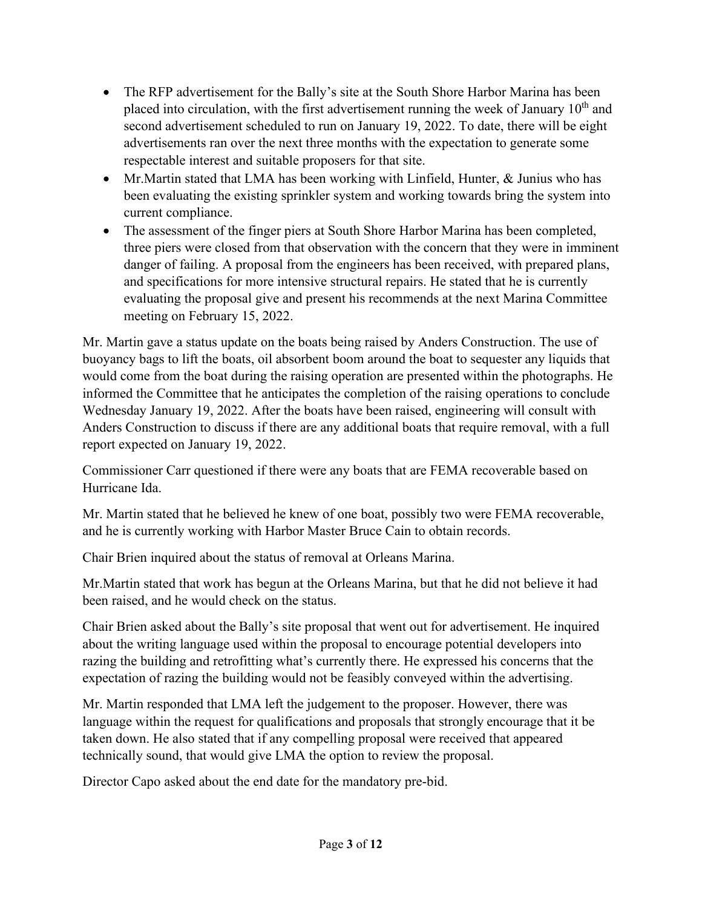- The RFP advertisement for the Bally's site at the South Shore Harbor Marina has been placed into circulation, with the first advertisement running the week of January 10th and second advertisement scheduled to run on January 19, 2022. To date, there will be eight advertisements ran over the next three months with the expectation to generate some respectable interest and suitable proposers for that site.
- Mr.Martin stated that LMA has been working with Linfield, Hunter, & Junius who has been evaluating the existing sprinkler system and working towards bring the system into current compliance.
- The assessment of the finger piers at South Shore Harbor Marina has been completed, three piers were closed from that observation with the concern that they were in imminent danger of failing. A proposal from the engineers has been received, with prepared plans, and specifications for more intensive structural repairs. He stated that he is currently evaluating the proposal give and present his recommends at the next Marina Committee meeting on February 15, 2022.

Mr. Martin gave a status update on the boats being raised by Anders Construction. The use of buoyancy bags to lift the boats, oil absorbent boom around the boat to sequester any liquids that would come from the boat during the raising operation are presented within the photographs. He informed the Committee that he anticipates the completion of the raising operations to conclude Wednesday January 19, 2022. After the boats have been raised, engineering will consult with Anders Construction to discuss if there are any additional boats that require removal, with a full report expected on January 19, 2022.

Commissioner Carr questioned if there were any boats that are FEMA recoverable based on Hurricane Ida.

Mr. Martin stated that he believed he knew of one boat, possibly two were FEMA recoverable, and he is currently working with Harbor Master Bruce Cain to obtain records.

Chair Brien inquired about the status of removal at Orleans Marina.

Mr.Martin stated that work has begun at the Orleans Marina, but that he did not believe it had been raised, and he would check on the status.

Chair Brien asked about the Bally's site proposal that went out for advertisement. He inquired about the writing language used within the proposal to encourage potential developers into razing the building and retrofitting what's currently there. He expressed his concerns that the expectation of razing the building would not be feasibly conveyed within the advertising.

Mr. Martin responded that LMA left the judgement to the proposer. However, there was language within the request for qualifications and proposals that strongly encourage that it be taken down. He also stated that if any compelling proposal were received that appeared technically sound, that would give LMA the option to review the proposal.

Director Capo asked about the end date for the mandatory pre-bid.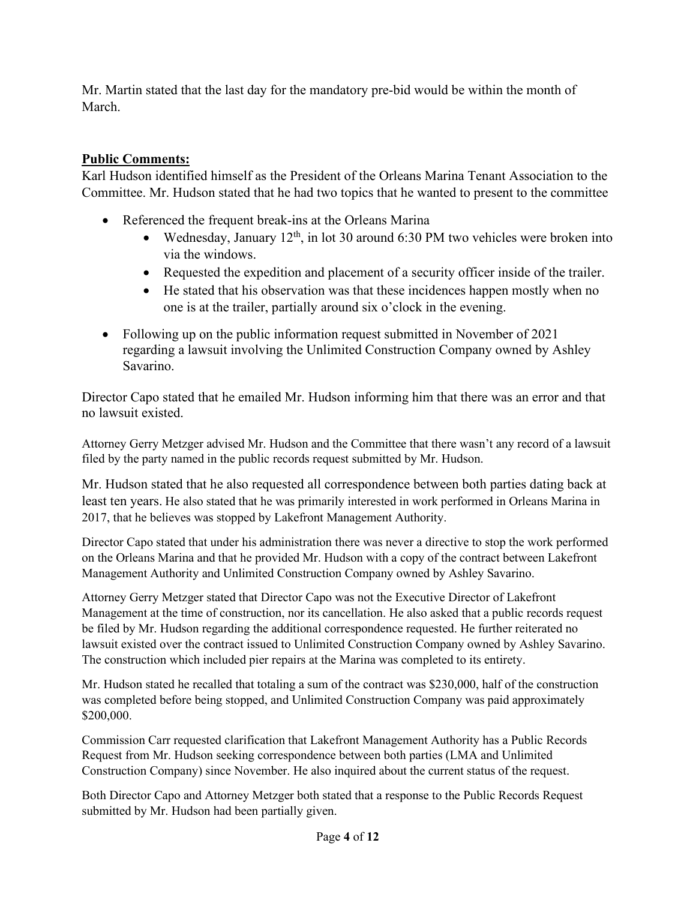Mr. Martin stated that the last day for the mandatory pre-bid would be within the month of March.

**Public Comments:**

Karl Hudson identified himself as the President of the Orleans Marina Tenant Association to the Committee. Mr. Hudson stated that he had two topics that he wanted to present to the committee

- Referenced the frequent break-ins at the Orleans Marina
    - Wednesday, January 12th, in lot 30 around 6:30 PM two vehicles were broken into via the windows.
    - Requested the expedition and placement of a security officer inside of the trailer.
    - He stated that his observation was that these incidences happen mostly when no one is at the trailer, partially around six o'clock in the evening.
- Following up on the public information request submitted in November of 2021 regarding a lawsuit involving the Unlimited Construction Company owned by Ashley Savarino.

Director Capo stated that he emailed Mr. Hudson informing him that there was an error and that no lawsuit existed.

Attorney Gerry Metzger advised Mr. Hudson and the Committee that there wasn't any record of a lawsuit filed by the party named in the public records request submitted by Mr. Hudson.

Mr. Hudson stated that he also requested all correspondence between both parties dating back at least ten years. He also stated that he was primarily interested in work performed in Orleans Marina in 2017, that he believes was stopped by Lakefront Management Authority.

Director Capo stated that under his administration there was never a directive to stop the work performed on the Orleans Marina and that he provided Mr. Hudson with a copy of the contract between Lakefront Management Authority and Unlimited Construction Company owned by Ashley Savarino.

Attorney Gerry Metzger stated that Director Capo was not the Executive Director of Lakefront Management at the time of construction, nor its cancellation. He also asked that a public records request be filed by Mr. Hudson regarding the additional correspondence requested. He further reiterated no lawsuit existed over the contract issued to Unlimited Construction Company owned by Ashley Savarino. The construction which included pier repairs at the Marina was completed to its entirety.

Mr. Hudson stated he recalled that totaling a sum of the contract was $230,000, half of the construction was completed before being stopped, and Unlimited Construction Company was paid approximately $200,000.

Commission Carr requested clarification that Lakefront Management Authority has a Public Records Request from Mr. Hudson seeking correspondence between both parties (LMA and Unlimited Construction Company) since November. He also inquired about the current status of the request.

Both Director Capo and Attorney Metzger both stated that a response to the Public Records Request submitted by Mr. Hudson had been partially given.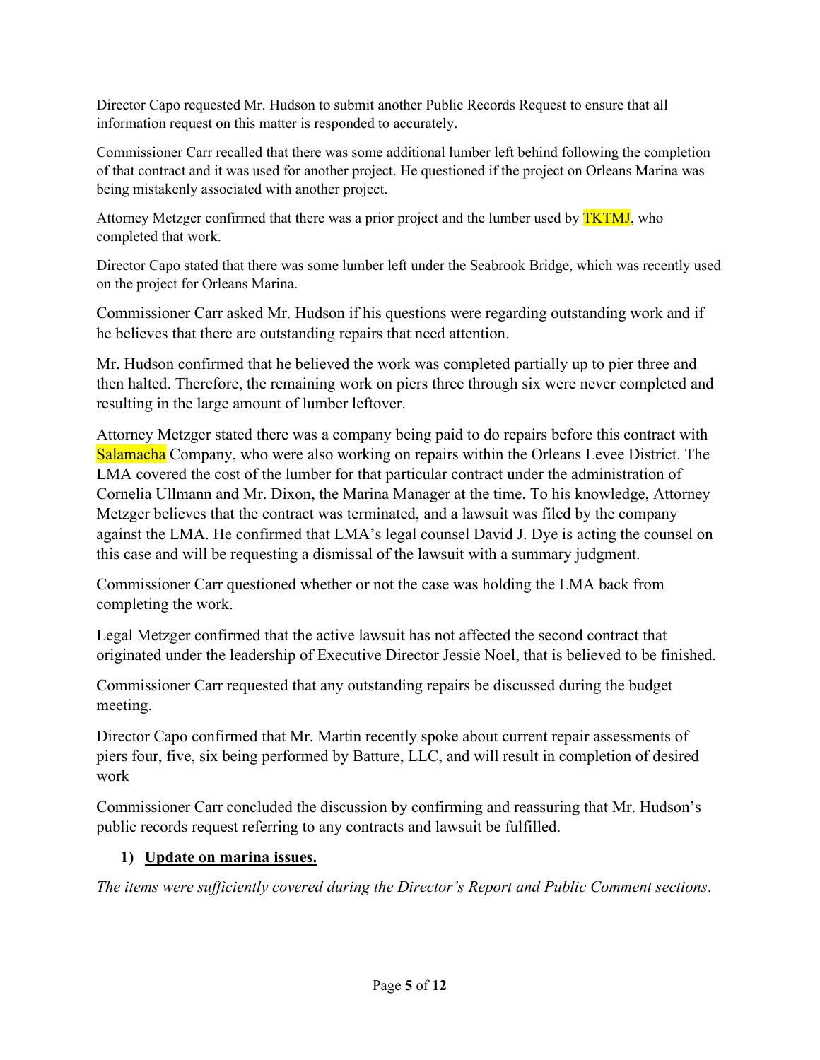Director Capo requested Mr. Hudson to submit another Public Records Request to ensure that all information request on this matter is responded to accurately.

Commissioner Carr recalled that there was some additional lumber left behind following the completion of that contract and it was used for another project. He questioned if the project on Orleans Marina was being mistakenly associated with another project.

Attorney Metzger confirmed that there was a prior project and the lumber used by TKTMJ, who completed that work.

Director Capo stated that there was some lumber left under the Seabrook Bridge, which was recently used on the project for Orleans Marina.

Commissioner Carr asked Mr. Hudson if his questions were regarding outstanding work and if he believes that there are outstanding repairs that need attention.

Mr. Hudson confirmed that he believed the work was completed partially up to pier three and then halted. Therefore, the remaining work on piers three through six were never completed and resulting in the large amount of lumber leftover.

Attorney Metzger stated there was a company being paid to do repairs before this contract with Salamacha Company, who were also working on repairs within the Orleans Levee District. The LMA covered the cost of the lumber for that particular contract under the administration of Cornelia Ullmann and Mr. Dixon, the Marina Manager at the time. To his knowledge, Attorney Metzger believes that the contract was terminated, and a lawsuit was filed by the company against the LMA. He confirmed that LMA's legal counsel David J. Dye is acting the counsel on this case and will be requesting a dismissal of the lawsuit with a summary judgment.

Commissioner Carr questioned whether or not the case was holding the LMA back from completing the work.

Legal Metzger confirmed that the active lawsuit has not affected the second contract that originated under the leadership of Executive Director Jessie Noel, that is believed to be finished.

Commissioner Carr requested that any outstanding repairs be discussed during the budget meeting.

Director Capo confirmed that Mr. Martin recently spoke about current repair assessments of piers four, five, six being performed by Batture, LLC, and will result in completion of desired work

Commissioner Carr concluded the discussion by confirming and reassuring that Mr. Hudson's public records request referring to any contracts and lawsuit be fulfilled.

1) **Update on marina issues.**

*The items were sufficiently covered during the Director's Report and Public Comment sections*.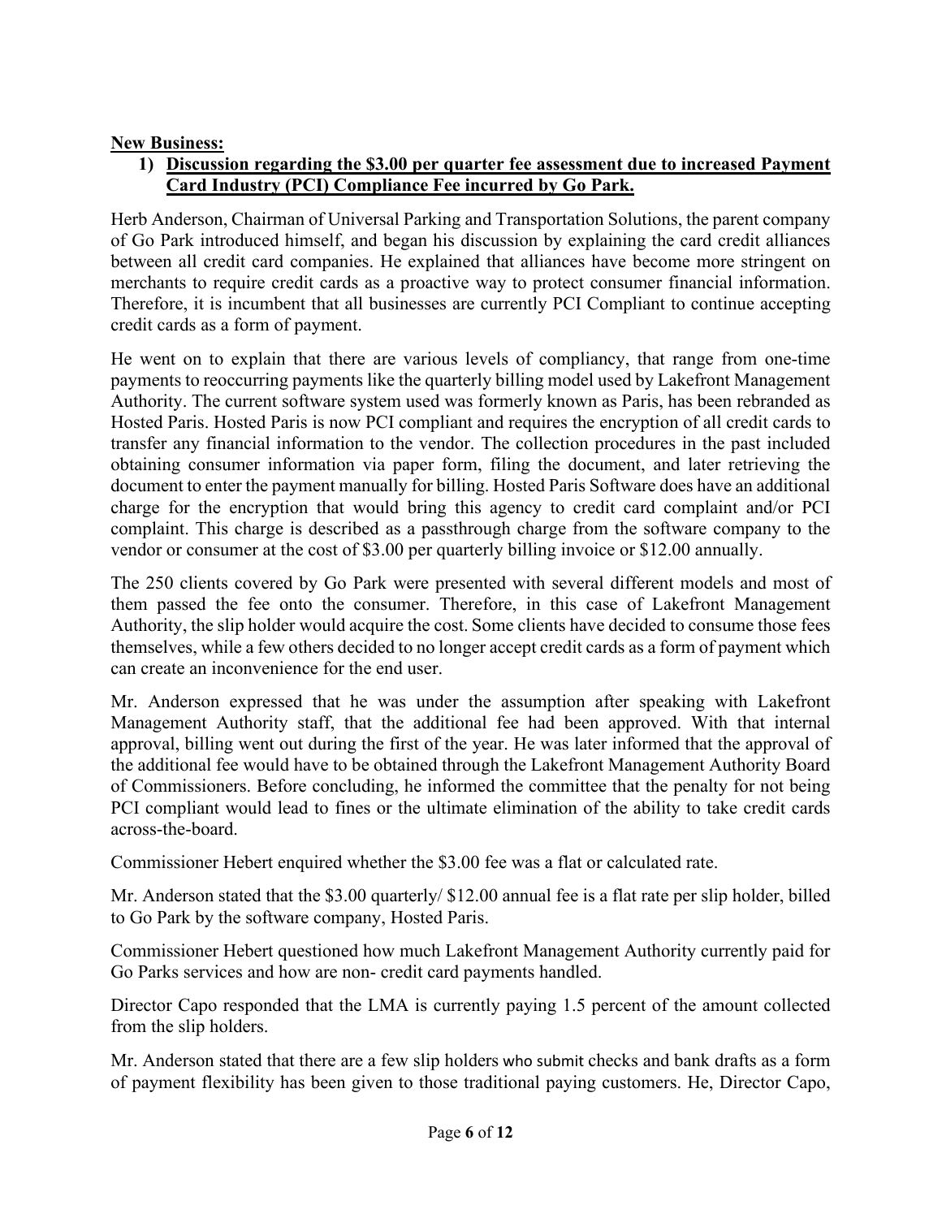**New Business:**

1) **Discussion regarding the $3.00 per quarter fee assessment due to increased Payment Card Industry (PCI) Compliance Fee incurred by Go Park.**

Herb Anderson, Chairman of Universal Parking and Transportation Solutions, the parent company of Go Park introduced himself, and began his discussion by explaining the card credit alliances between all credit card companies. He explained that alliances have become more stringent on merchants to require credit cards as a proactive way to protect consumer financial information. Therefore, it is incumbent that all businesses are currently PCI Compliant to continue accepting credit cards as a form of payment.

He went on to explain that there are various levels of compliancy, that range from one-time payments to reoccurring payments like the quarterly billing model used by Lakefront Management Authority. The current software system used was formerly known as Paris, has been rebranded as Hosted Paris. Hosted Paris is now PCI compliant and requires the encryption of all credit cards to transfer any financial information to the vendor. The collection procedures in the past included obtaining consumer information via paper form, filing the document, and later retrieving the document to enter the payment manually for billing. Hosted Paris Software does have an additional charge for the encryption that would bring this agency to credit card complaint and/or PCI complaint. This charge is described as a passthrough charge from the software company to the vendor or consumer at the cost of $3.00 per quarterly billing invoice or $12.00 annually.

The 250 clients covered by Go Park were presented with several different models and most of them passed the fee onto the consumer. Therefore, in this case of Lakefront Management Authority, the slip holder would acquire the cost. Some clients have decided to consume those fees themselves, while a few others decided to no longer accept credit cards as a form of payment which can create an inconvenience for the end user.

Mr. Anderson expressed that he was under the assumption after speaking with Lakefront Management Authority staff, that the additional fee had been approved. With that internal approval, billing went out during the first of the year. He was later informed that the approval of the additional fee would have to be obtained through the Lakefront Management Authority Board of Commissioners. Before concluding, he informed the committee that the penalty for not being PCI compliant would lead to fines or the ultimate elimination of the ability to take credit cards across-the-board.

Commissioner Hebert enquired whether the $3.00 fee was a flat or calculated rate.

Mr. Anderson stated that the $3.00 quarterly/ $12.00 annual fee is a flat rate per slip holder, billed to Go Park by the software company, Hosted Paris.

Commissioner Hebert questioned how much Lakefront Management Authority currently paid for Go Parks services and how are non- credit card payments handled.

Director Capo responded that the LMA is currently paying 1.5 percent of the amount collected from the slip holders.

Mr. Anderson stated that there are a few slip holders who submit checks and bank drafts as a form of payment flexibility has been given to those traditional paying customers. He, Director Capo,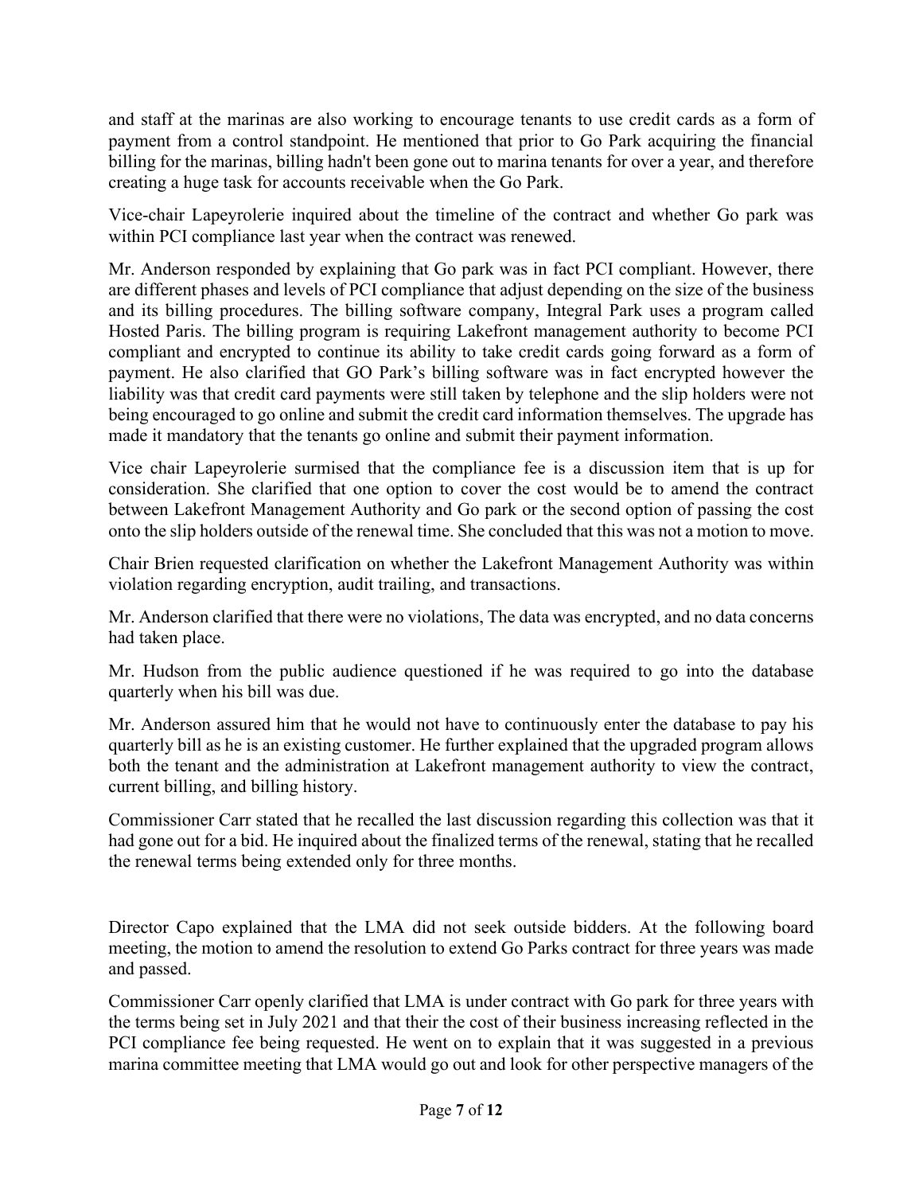and staff at the marinas are also working to encourage tenants to use credit cards as a form of payment from a control standpoint. He mentioned that prior to Go Park acquiring the financial billing for the marinas, billing hadn't been gone out to marina tenants for over a year, and therefore creating a huge task for accounts receivable when the Go Park.

Vice-chair Lapeyrolerie inquired about the timeline of the contract and whether Go park was within PCI compliance last year when the contract was renewed.

Mr. Anderson responded by explaining that Go park was in fact PCI compliant. However, there are different phases and levels of PCI compliance that adjust depending on the size of the business and its billing procedures. The billing software company, Integral Park uses a program called Hosted Paris. The billing program is requiring Lakefront management authority to become PCI compliant and encrypted to continue its ability to take credit cards going forward as a form of payment. He also clarified that GO Park's billing software was in fact encrypted however the liability was that credit card payments were still taken by telephone and the slip holders were not being encouraged to go online and submit the credit card information themselves. The upgrade has made it mandatory that the tenants go online and submit their payment information.

Vice chair Lapeyrolerie surmised that the compliance fee is a discussion item that is up for consideration. She clarified that one option to cover the cost would be to amend the contract between Lakefront Management Authority and Go park or the second option of passing the cost onto the slip holders outside of the renewal time. She concluded that this was not a motion to move.

Chair Brien requested clarification on whether the Lakefront Management Authority was within violation regarding encryption, audit trailing, and transactions.

Mr. Anderson clarified that there were no violations, The data was encrypted, and no data concerns had taken place.

Mr. Hudson from the public audience questioned if he was required to go into the database quarterly when his bill was due.

Mr. Anderson assured him that he would not have to continuously enter the database to pay his quarterly bill as he is an existing customer. He further explained that the upgraded program allows both the tenant and the administration at Lakefront management authority to view the contract, current billing, and billing history.

Commissioner Carr stated that he recalled the last discussion regarding this collection was that it had gone out for a bid. He inquired about the finalized terms of the renewal, stating that he recalled the renewal terms being extended only for three months.

Director Capo explained that the LMA did not seek outside bidders. At the following board meeting, the motion to amend the resolution to extend Go Parks contract for three years was made and passed.

Commissioner Carr openly clarified that LMA is under contract with Go park for three years with the terms being set in July 2021 and that their the cost of their business increasing reflected in the PCI compliance fee being requested. He went on to explain that it was suggested in a previous marina committee meeting that LMA would go out and look for other perspective managers of the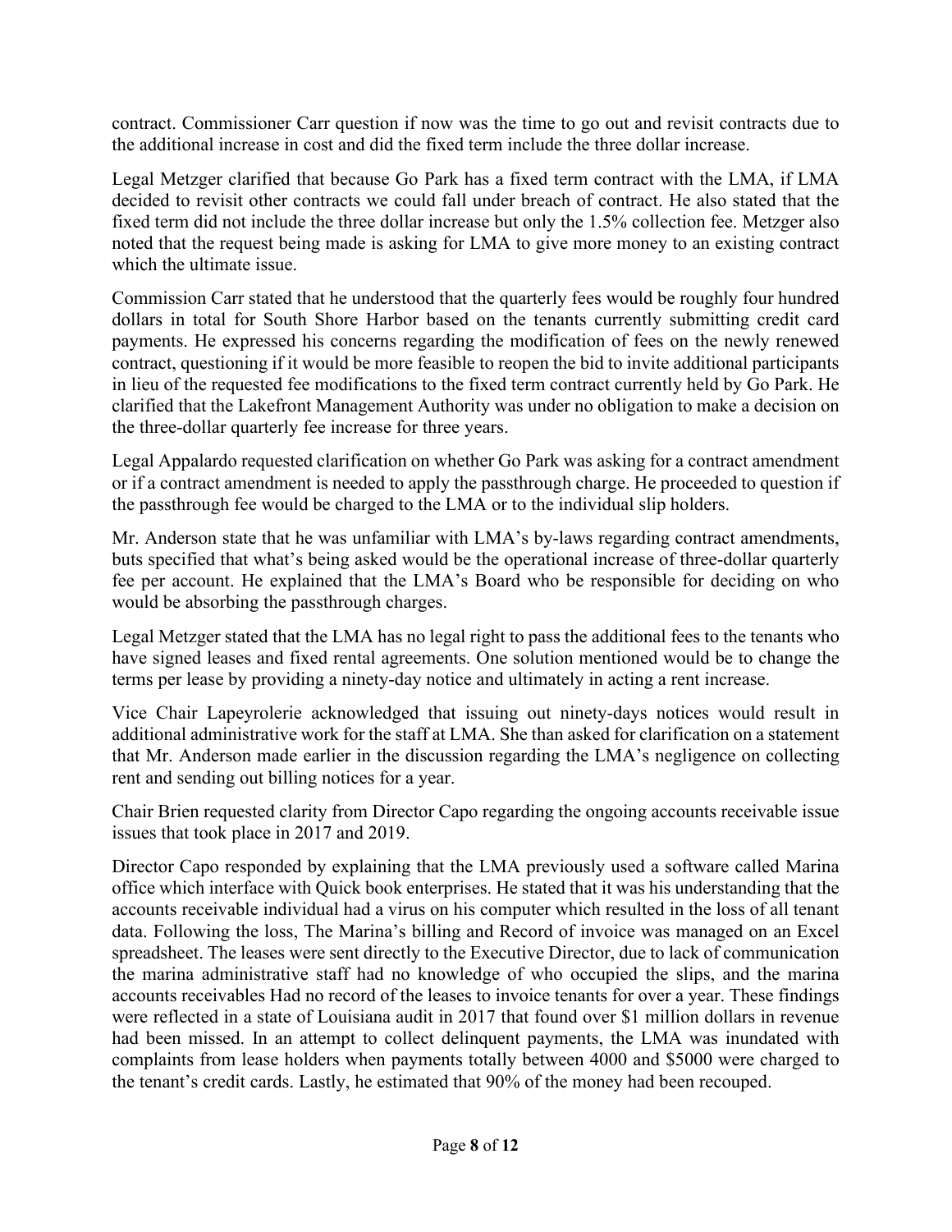contract. Commissioner Carr question if now was the time to go out and revisit contracts due to the additional increase in cost and did the fixed term include the three dollar increase.

Legal Metzger clarified that because Go Park has a fixed term contract with the LMA, if LMA decided to revisit other contracts we could fall under breach of contract. He also stated that the fixed term did not include the three dollar increase but only the 1.5% collection fee. Metzger also noted that the request being made is asking for LMA to give more money to an existing contract which the ultimate issue.

Commission Carr stated that he understood that the quarterly fees would be roughly four hundred dollars in total for South Shore Harbor based on the tenants currently submitting credit card payments. He expressed his concerns regarding the modification of fees on the newly renewed contract, questioning if it would be more feasible to reopen the bid to invite additional participants in lieu of the requested fee modifications to the fixed term contract currently held by Go Park. He clarified that the Lakefront Management Authority was under no obligation to make a decision on the three-dollar quarterly fee increase for three years.

Legal Appalardo requested clarification on whether Go Park was asking for a contract amendment or if a contract amendment is needed to apply the passthrough charge. He proceeded to question if the passthrough fee would be charged to the LMA or to the individual slip holders.

Mr. Anderson state that he was unfamiliar with LMA's by-laws regarding contract amendments, buts specified that what's being asked would be the operational increase of three-dollar quarterly fee per account. He explained that the LMA's Board who be responsible for deciding on who would be absorbing the passthrough charges.

Legal Metzger stated that the LMA has no legal right to pass the additional fees to the tenants who have signed leases and fixed rental agreements. One solution mentioned would be to change the terms per lease by providing a ninety-day notice and ultimately in acting a rent increase.

Vice Chair Lapeyrolerie acknowledged that issuing out ninety-days notices would result in additional administrative work for the staff at LMA. She than asked for clarification on a statement that Mr. Anderson made earlier in the discussion regarding the LMA's negligence on collecting rent and sending out billing notices for a year.

Chair Brien requested clarity from Director Capo regarding the ongoing accounts receivable issue issues that took place in 2017 and 2019.

Director Capo responded by explaining that the LMA previously used a software called Marina office which interface with Quick book enterprises. He stated that it was his understanding that the accounts receivable individual had a virus on his computer which resulted in the loss of all tenant data. Following the loss, The Marina's billing and Record of invoice was managed on an Excel spreadsheet. The leases were sent directly to the Executive Director, due to lack of communication the marina administrative staff had no knowledge of who occupied the slips, and the marina accounts receivables Had no record of the leases to invoice tenants for over a year. These findings were reflected in a state of Louisiana audit in 2017 that found over $1 million dollars in revenue had been missed. In an attempt to collect delinquent payments, the LMA was inundated with complaints from lease holders when payments totally between 4000 and $5000 were charged to the tenant's credit cards. Lastly, he estimated that 90% of the money had been recouped.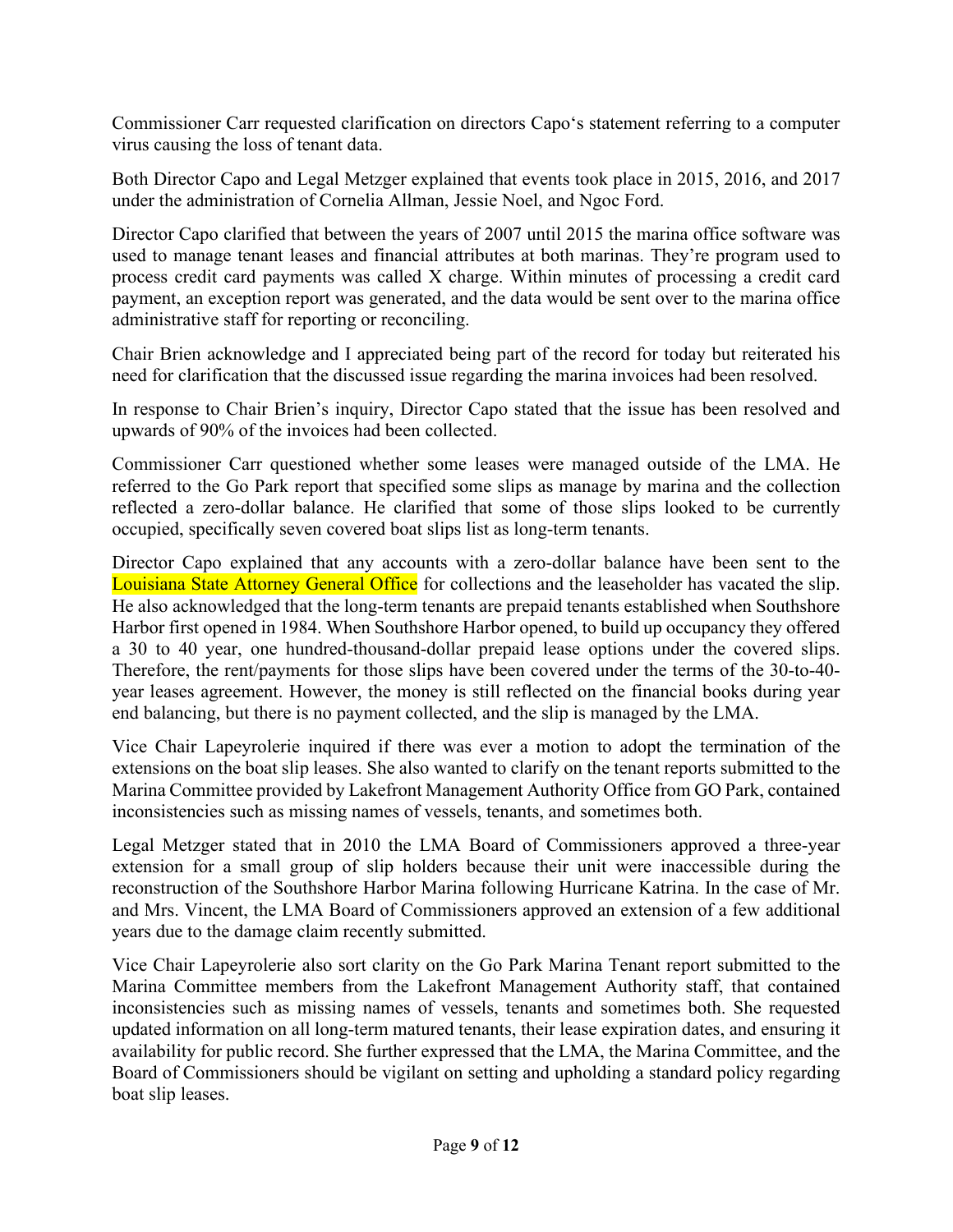Commissioner Carr requested clarification on directors Capo's statement referring to a computer virus causing the loss of tenant data.

Both Director Capo and Legal Metzger explained that events took place in 2015, 2016, and 2017 under the administration of Cornelia Allman, Jessie Noel, and Ngoc Ford.

Director Capo clarified that between the years of 2007 until 2015 the marina office software was used to manage tenant leases and financial attributes at both marinas. They're program used to process credit card payments was called X charge. Within minutes of processing a credit card payment, an exception report was generated, and the data would be sent over to the marina office administrative staff for reporting or reconciling.

Chair Brien acknowledge and I appreciated being part of the record for today but reiterated his need for clarification that the discussed issue regarding the marina invoices had been resolved.

In response to Chair Brien's inquiry, Director Capo stated that the issue has been resolved and upwards of 90% of the invoices had been collected.

Commissioner Carr questioned whether some leases were managed outside of the LMA. He referred to the Go Park report that specified some slips as manage by marina and the collection reflected a zero-dollar balance. He clarified that some of those slips looked to be currently occupied, specifically seven covered boat slips list as long-term tenants.

Director Capo explained that any accounts with a zero-dollar balance have been sent to the Louisiana State Attorney General Office for collections and the leaseholder has vacated the slip. He also acknowledged that the long-term tenants are prepaid tenants established when Southshore Harbor first opened in 1984. When Southshore Harbor opened, to build up occupancy they offered a 30 to 40 year, one hundred-thousand-dollar prepaid lease options under the covered slips. Therefore, the rent/payments for those slips have been covered under the terms of the 30-to-40-year leases agreement. However, the money is still reflected on the financial books during year end balancing, but there is no payment collected, and the slip is managed by the LMA.

Vice Chair Lapeyrolerie inquired if there was ever a motion to adopt the termination of the extensions on the boat slip leases. She also wanted to clarify on the tenant reports submitted to the Marina Committee provided by Lakefront Management Authority Office from GO Park, contained inconsistencies such as missing names of vessels, tenants, and sometimes both.

Legal Metzger stated that in 2010 the LMA Board of Commissioners approved a three-year extension for a small group of slip holders because their unit were inaccessible during the reconstruction of the Southshore Harbor Marina following Hurricane Katrina. In the case of Mr. and Mrs. Vincent, the LMA Board of Commissioners approved an extension of a few additional years due to the damage claim recently submitted.

Vice Chair Lapeyrolerie also sort clarity on the Go Park Marina Tenant report submitted to the Marina Committee members from the Lakefront Management Authority staff, that contained inconsistencies such as missing names of vessels, tenants and sometimes both. She requested updated information on all long-term matured tenants, their lease expiration dates, and ensuring it availability for public record. She further expressed that the LMA, the Marina Committee, and the Board of Commissioners should be vigilant on setting and upholding a standard policy regarding boat slip leases.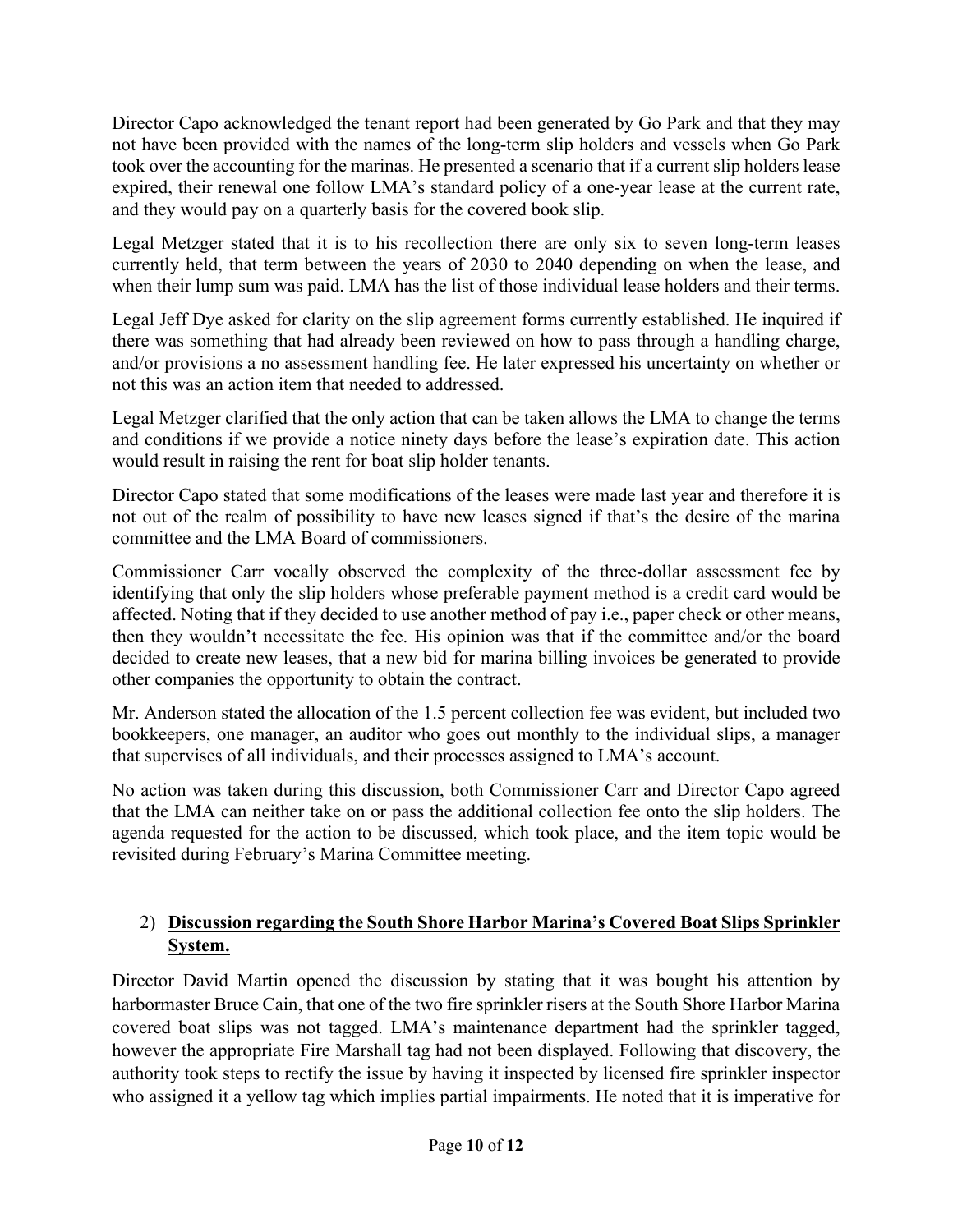Director Capo acknowledged the tenant report had been generated by Go Park and that they may not have been provided with the names of the long-term slip holders and vessels when Go Park took over the accounting for the marinas. He presented a scenario that if a current slip holders lease expired, their renewal one follow LMA's standard policy of a one-year lease at the current rate, and they would pay on a quarterly basis for the covered book slip.

Legal Metzger stated that it is to his recollection there are only six to seven long-term leases currently held, that term between the years of 2030 to 2040 depending on when the lease, and when their lump sum was paid. LMA has the list of those individual lease holders and their terms.

Legal Jeff Dye asked for clarity on the slip agreement forms currently established. He inquired if there was something that had already been reviewed on how to pass through a handling charge, and/or provisions a no assessment handling fee. He later expressed his uncertainty on whether or not this was an action item that needed to addressed.

Legal Metzger clarified that the only action that can be taken allows the LMA to change the terms and conditions if we provide a notice ninety days before the lease's expiration date. This action would result in raising the rent for boat slip holder tenants.

Director Capo stated that some modifications of the leases were made last year and therefore it is not out of the realm of possibility to have new leases signed if that's the desire of the marina committee and the LMA Board of commissioners.

Commissioner Carr vocally observed the complexity of the three-dollar assessment fee by identifying that only the slip holders whose preferable payment method is a credit card would be affected. Noting that if they decided to use another method of pay i.e., paper check or other means, then they wouldn't necessitate the fee. His opinion was that if the committee and/or the board decided to create new leases, that a new bid for marina billing invoices be generated to provide other companies the opportunity to obtain the contract.

Mr. Anderson stated the allocation of the 1.5 percent collection fee was evident, but included two bookkeepers, one manager, an auditor who goes out monthly to the individual slips, a manager that supervises of all individuals, and their processes assigned to LMA's account.

No action was taken during this discussion, both Commissioner Carr and Director Capo agreed that the LMA can neither take on or pass the additional collection fee onto the slip holders. The agenda requested for the action to be discussed, which took place, and the item topic would be revisited during February's Marina Committee meeting.

2) **Discussion regarding the South Shore Harbor Marina's Covered Boat Slips Sprinkler System.**

Director David Martin opened the discussion by stating that it was bought his attention by harbormaster Bruce Cain, that one of the two fire sprinkler risers at the South Shore Harbor Marina covered boat slips was not tagged. LMA's maintenance department had the sprinkler tagged, however the appropriate Fire Marshall tag had not been displayed. Following that discovery, the authority took steps to rectify the issue by having it inspected by licensed fire sprinkler inspector who assigned it a yellow tag which implies partial impairments. He noted that it is imperative for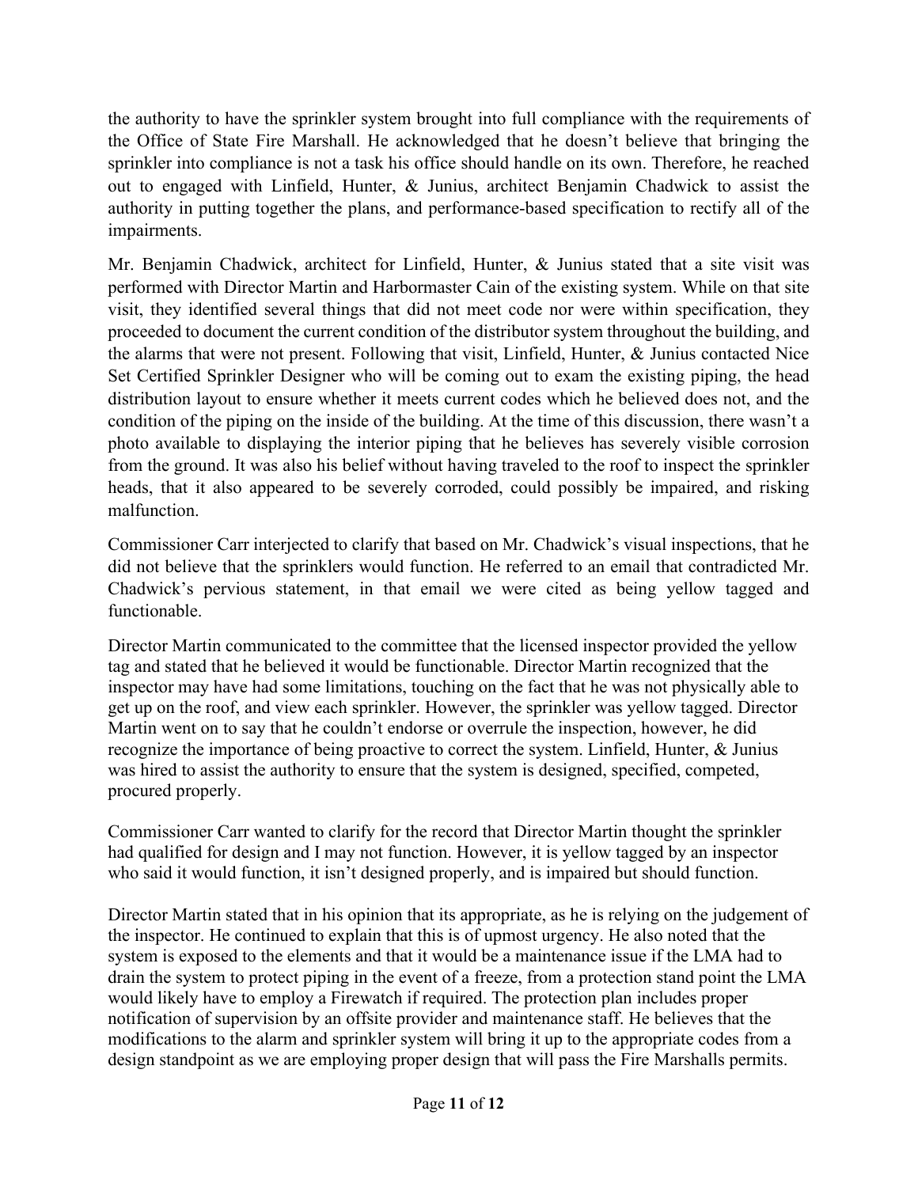the authority to have the sprinkler system brought into full compliance with the requirements of the Office of State Fire Marshall. He acknowledged that he doesn't believe that bringing the sprinkler into compliance is not a task his office should handle on its own. Therefore, he reached out to engaged with Linfield, Hunter, & Junius, architect Benjamin Chadwick to assist the authority in putting together the plans, and performance-based specification to rectify all of the impairments.

Mr. Benjamin Chadwick, architect for Linfield, Hunter, & Junius stated that a site visit was performed with Director Martin and Harbormaster Cain of the existing system. While on that site visit, they identified several things that did not meet code nor were within specification, they proceeded to document the current condition of the distributor system throughout the building, and the alarms that were not present. Following that visit, Linfield, Hunter, & Junius contacted Nice Set Certified Sprinkler Designer who will be coming out to exam the existing piping, the head distribution layout to ensure whether it meets current codes which he believed does not, and the condition of the piping on the inside of the building. At the time of this discussion, there wasn't a photo available to displaying the interior piping that he believes has severely visible corrosion from the ground. It was also his belief without having traveled to the roof to inspect the sprinkler heads, that it also appeared to be severely corroded, could possibly be impaired, and risking malfunction.

Commissioner Carr interjected to clarify that based on Mr. Chadwick's visual inspections, that he did not believe that the sprinklers would function. He referred to an email that contradicted Mr. Chadwick's pervious statement, in that email we were cited as being yellow tagged and functionable.

Director Martin communicated to the committee that the licensed inspector provided the yellow tag and stated that he believed it would be functionable. Director Martin recognized that the inspector may have had some limitations, touching on the fact that he was not physically able to get up on the roof, and view each sprinkler. However, the sprinkler was yellow tagged. Director Martin went on to say that he couldn't endorse or overrule the inspection, however, he did recognize the importance of being proactive to correct the system. Linfield, Hunter, & Junius was hired to assist the authority to ensure that the system is designed, specified, competed, procured properly.

Commissioner Carr wanted to clarify for the record that Director Martin thought the sprinkler had qualified for design and I may not function. However, it is yellow tagged by an inspector who said it would function, it isn't designed properly, and is impaired but should function.

Director Martin stated that in his opinion that its appropriate, as he is relying on the judgement of the inspector. He continued to explain that this is of upmost urgency. He also noted that the system is exposed to the elements and that it would be a maintenance issue if the LMA had to drain the system to protect piping in the event of a freeze, from a protection stand point the LMA would likely have to employ a Firewatch if required. The protection plan includes proper notification of supervision by an offsite provider and maintenance staff. He believes that the modifications to the alarm and sprinkler system will bring it up to the appropriate codes from a design standpoint as we are employing proper design that will pass the Fire Marshalls permits.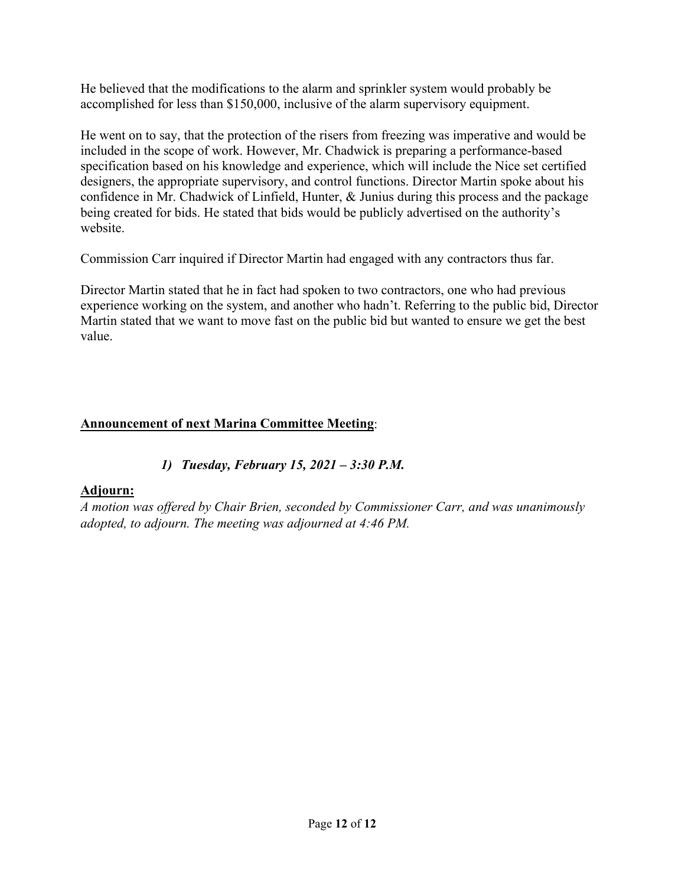He believed that the modifications to the alarm and sprinkler system would probably be accomplished for less than $150,000, inclusive of the alarm supervisory equipment.

He went on to say, that the protection of the risers from freezing was imperative and would be included in the scope of work. However, Mr. Chadwick is preparing a performance-based specification based on his knowledge and experience, which will include the Nice set certified designers, the appropriate supervisory, and control functions. Director Martin spoke about his confidence in Mr. Chadwick of Linfield, Hunter, & Junius during this process and the package being created for bids. He stated that bids would be publicly advertised on the authority's website.

Commission Carr inquired if Director Martin had engaged with any contractors thus far.

Director Martin stated that he in fact had spoken to two contractors, one who had previous experience working on the system, and another who hadn't. Referring to the public bid, Director Martin stated that we want to move fast on the public bid but wanted to ensure we get the best value.

**Announcement of next Marina Committee Meeting**:

1) ***Tuesday, February 15, 2021 – 3:30 P.M.***

**Adjourn:**

*A motion was offered by Chair Brien, seconded by Commissioner Carr, and was unanimously adopted, to adjourn. The meeting was adjourned at 4:46 PM.*